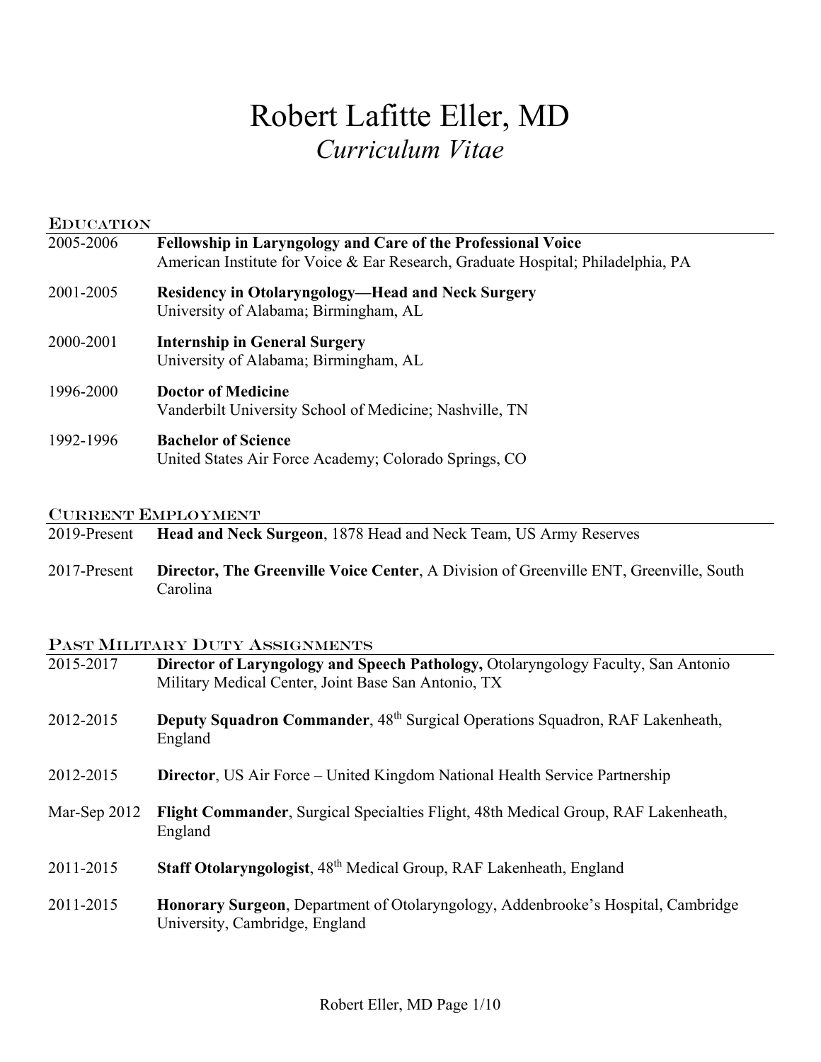# Robert Lafitte Eller, MD

*Curriculum Vitae*

## Education

2005-2006 **Fellowship in Laryngology and Care of the Professional Voice**
American Institute for Voice & Ear Research, Graduate Hospital; Philadelphia, PA

2001-2005 **Residency in Otolaryngology—Head and Neck Surgery**
University of Alabama; Birmingham, AL

2000-2001 **Internship in General Surgery**
University of Alabama; Birmingham, AL

1996-2000 **Doctor of Medicine**
Vanderbilt University School of Medicine; Nashville, TN

1992-1996 **Bachelor of Science**
United States Air Force Academy; Colorado Springs, CO

## Current Employment

2019-Present **Head and Neck Surgeon**, 1878 Head and Neck Team, US Army Reserves

2017-Present **Director, The Greenville Voice Center**, A Division of Greenville ENT, Greenville, South Carolina

## Past Military Duty Assignments

2015-2017 **Director of Laryngology and Speech Pathology,** Otolaryngology Faculty, San Antonio Military Medical Center, Joint Base San Antonio, TX

2012-2015 **Deputy Squadron Commander**, 48th Surgical Operations Squadron, RAF Lakenheath, England

2012-2015 **Director**, US Air Force – United Kingdom National Health Service Partnership

Mar-Sep 2012 **Flight Commander**, Surgical Specialties Flight, 48th Medical Group, RAF Lakenheath, England

2011-2015 **Staff Otolaryngologist**, 48th Medical Group, RAF Lakenheath, England

2011-2015 **Honorary Surgeon**, Department of Otolaryngology, Addenbrooke's Hospital, Cambridge University, Cambridge, England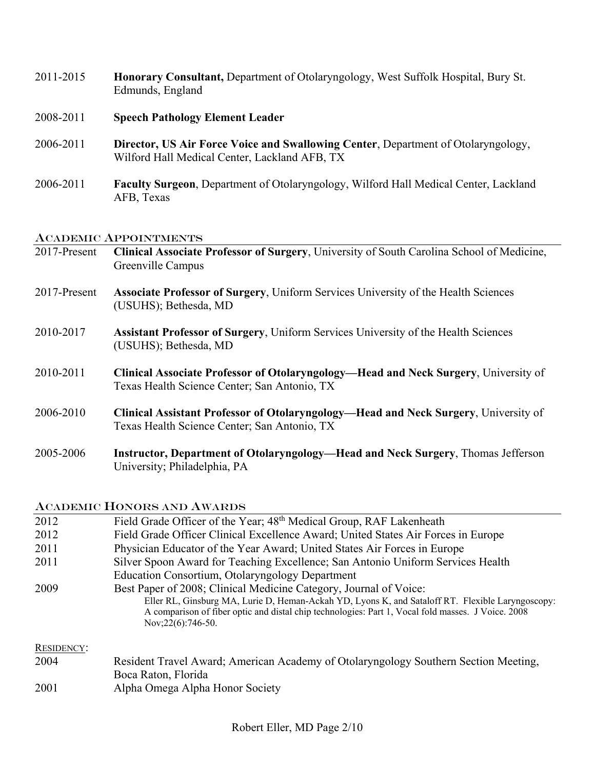2011-2015 **Honorary Consultant,** Department of Otolaryngology, West Suffolk Hospital, Bury St. Edmunds, England

2008-2011 **Speech Pathology Element Leader**

2006-2011 **Director, US Air Force Voice and Swallowing Center**, Department of Otolaryngology, Wilford Hall Medical Center, Lackland AFB, TX

2006-2011 **Faculty Surgeon**, Department of Otolaryngology, Wilford Hall Medical Center, Lackland AFB, Texas

## Academic Appointments

2017-Present **Clinical Associate Professor of Surgery**, University of South Carolina School of Medicine, Greenville Campus

2017-Present **Associate Professor of Surgery**, Uniform Services University of the Health Sciences (USUHS); Bethesda, MD

2010-2017 **Assistant Professor of Surgery**, Uniform Services University of the Health Sciences (USUHS); Bethesda, MD

2010-2011 **Clinical Associate Professor of Otolaryngology—Head and Neck Surgery**, University of Texas Health Science Center; San Antonio, TX

2006-2010 **Clinical Assistant Professor of Otolaryngology—Head and Neck Surgery**, University of Texas Health Science Center; San Antonio, TX

2005-2006 **Instructor, Department of Otolaryngology—Head and Neck Surgery**, Thomas Jefferson University; Philadelphia, PA

## Academic Honors and Awards

2012 Field Grade Officer of the Year; 48th Medical Group, RAF Lakenheath

2012 Field Grade Officer Clinical Excellence Award; United States Air Forces in Europe

2011 Physician Educator of the Year Award; United States Air Forces in Europe

2011 Silver Spoon Award for Teaching Excellence; San Antonio Uniform Services Health Education Consortium, Otolaryngology Department

2009 Best Paper of 2008; Clinical Medicine Category, Journal of Voice:
Eller RL, Ginsburg MA, Lurie D, Heman-Ackah YD, Lyons K, and Sataloff RT. Flexible Laryngoscopy: A comparison of fiber optic and distal chip technologies: Part 1, Vocal fold masses. J Voice. 2008 Nov;22(6):746-50.

Residency:

2004 Resident Travel Award; American Academy of Otolaryngology Southern Section Meeting, Boca Raton, Florida

2001 Alpha Omega Alpha Honor Society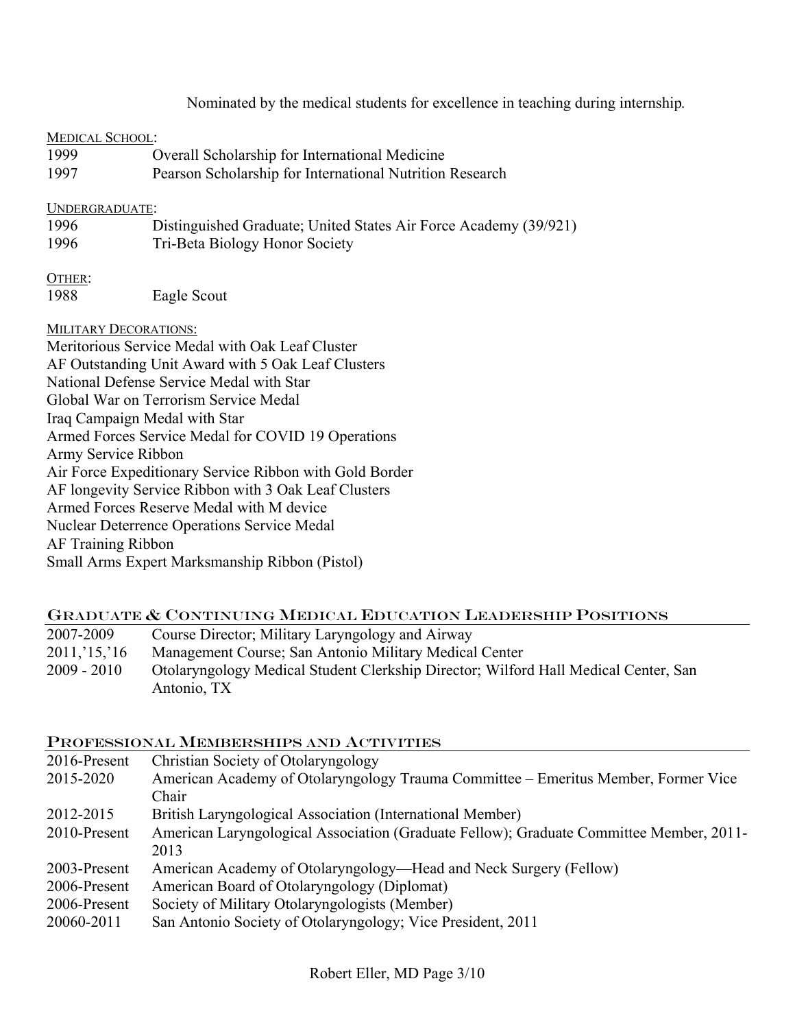Nominated by the medical students for excellence in teaching during internship.

MEDICAL SCHOOL:

| | |
|---|---|
| 1999 | Overall Scholarship for International Medicine |
| 1997 | Pearson Scholarship for International Nutrition Research |

UNDERGRADUATE:

| | |
|---|---|
| 1996 | Distinguished Graduate; United States Air Force Academy (39/921) |
| 1996 | Tri-Beta Biology Honor Society |

OTHER:

| | |
|---|---|
| 1988 | Eagle Scout |

MILITARY DECORATIONS:

Meritorious Service Medal with Oak Leaf Cluster
AF Outstanding Unit Award with 5 Oak Leaf Clusters
National Defense Service Medal with Star
Global War on Terrorism Service Medal
Iraq Campaign Medal with Star
Armed Forces Service Medal for COVID 19 Operations
Army Service Ribbon
Air Force Expeditionary Service Ribbon with Gold Border
AF longevity Service Ribbon with 3 Oak Leaf Clusters
Armed Forces Reserve Medal with M device
Nuclear Deterrence Operations Service Medal
AF Training Ribbon
Small Arms Expert Marksmanship Ribbon (Pistol)

## Graduate & Continuing Medical Education Leadership Positions

| | |
|---|---|
| 2007-2009 | Course Director; Military Laryngology and Airway |
| 2011,'15,'16 | Management Course; San Antonio Military Medical Center |
| 2009 - 2010 | Otolaryngology Medical Student Clerkship Director; Wilford Hall Medical Center, San Antonio, TX |

## Professional Memberships and Activities

| | |
|---|---|
| 2016-Present | Christian Society of Otolaryngology |
| 2015-2020 | American Academy of Otolaryngology Trauma Committee – Emeritus Member, Former Vice Chair |
| 2012-2015 | British Laryngological Association (International Member) |
| 2010-Present | American Laryngological Association (Graduate Fellow); Graduate Committee Member, 2011-2013 |
| 2003-Present | American Academy of Otolaryngology—Head and Neck Surgery (Fellow) |
| 2006-Present | American Board of Otolaryngology (Diplomat) |
| 2006-Present | Society of Military Otolaryngologists (Member) |
| 20060-2011 | San Antonio Society of Otolaryngology; Vice President, 2011 |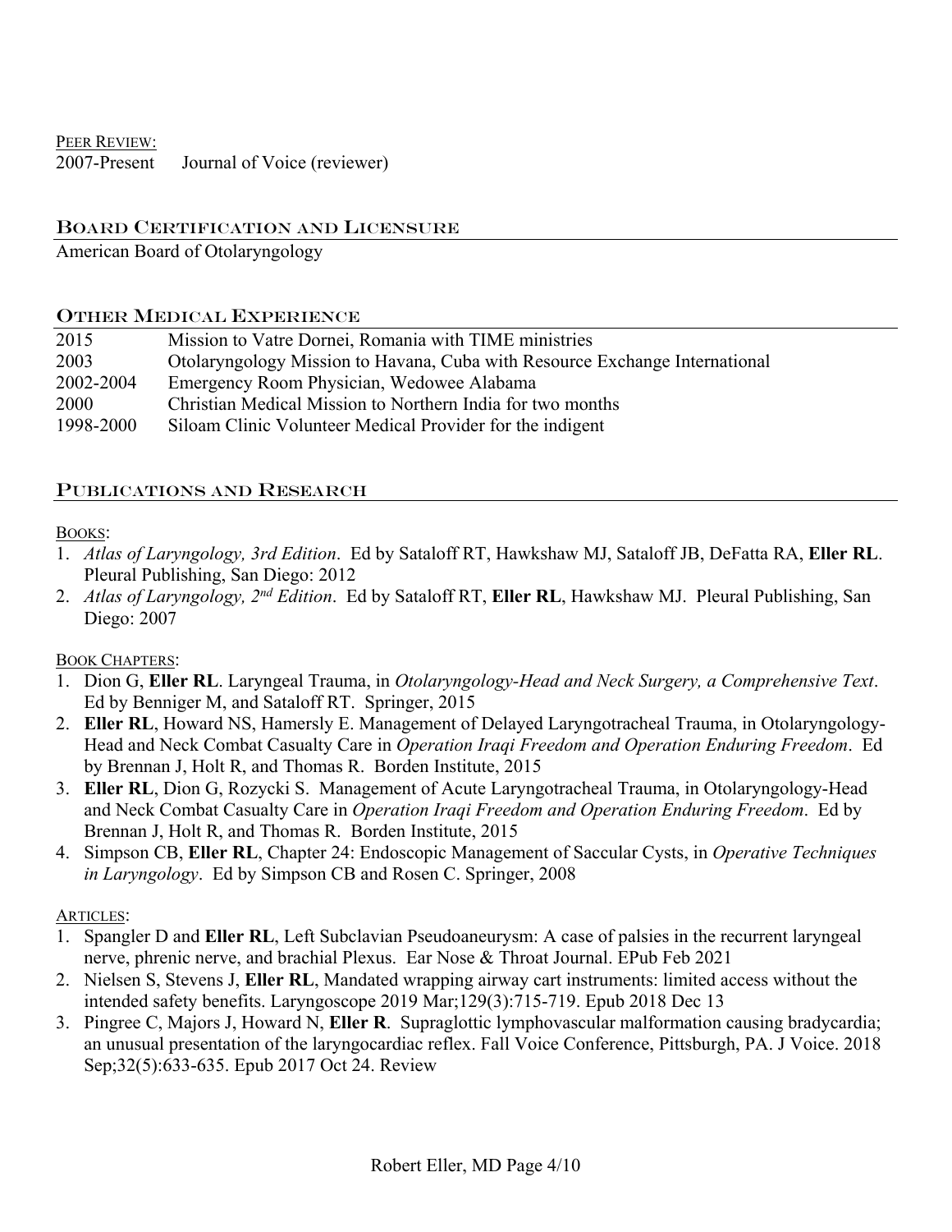PEER REVIEW:

2007-Present Journal of Voice (reviewer)

## BOARD CERTIFICATION AND LICENSURE

American Board of Otolaryngology

## OTHER MEDICAL EXPERIENCE

| | |
|---|---|
| 2015 | Mission to Vatre Dornei, Romania with TIME ministries |
| 2003 | Otolaryngology Mission to Havana, Cuba with Resource Exchange International |
| 2002-2004 | Emergency Room Physician, Wedowee Alabama |
| 2000 | Christian Medical Mission to Northern India for two months |
| 1998-2000 | Siloam Clinic Volunteer Medical Provider for the indigent |

## PUBLICATIONS AND RESEARCH

BOOKS:

1. *Atlas of Laryngology, 3rd Edition*. Ed by Sataloff RT, Hawkshaw MJ, Sataloff JB, DeFatta RA, **Eller RL**. Pleural Publishing, San Diego: 2012
2. *Atlas of Laryngology, 2nd Edition*. Ed by Sataloff RT, **Eller RL**, Hawkshaw MJ. Pleural Publishing, San Diego: 2007

BOOK CHAPTERS:

1. Dion G, **Eller RL**. Laryngeal Trauma, in *Otolaryngology-Head and Neck Surgery, a Comprehensive Text*. Ed by Benniger M, and Sataloff RT. Springer, 2015
2. **Eller RL**, Howard NS, Hamersly E. Management of Delayed Laryngotracheal Trauma, in Otolaryngology-Head and Neck Combat Casualty Care in *Operation Iraqi Freedom and Operation Enduring Freedom*. Ed by Brennan J, Holt R, and Thomas R. Borden Institute, 2015
3. **Eller RL**, Dion G, Rozycki S. Management of Acute Laryngotracheal Trauma, in Otolaryngology-Head and Neck Combat Casualty Care in *Operation Iraqi Freedom and Operation Enduring Freedom*. Ed by Brennan J, Holt R, and Thomas R. Borden Institute, 2015
4. Simpson CB, **Eller RL**, Chapter 24: Endoscopic Management of Saccular Cysts, in *Operative Techniques in Laryngology*. Ed by Simpson CB and Rosen C. Springer, 2008

ARTICLES:

1. Spangler D and **Eller RL**, Left Subclavian Pseudoaneurysm: A case of palsies in the recurrent laryngeal nerve, phrenic nerve, and brachial Plexus. Ear Nose & Throat Journal. EPub Feb 2021
2. Nielsen S, Stevens J, **Eller RL**, Mandated wrapping airway cart instruments: limited access without the intended safety benefits. Laryngoscope 2019 Mar;129(3):715-719. Epub 2018 Dec 13
3. Pingree C, Majors J, Howard N, **Eller R**. Supraglottic lymphovascular malformation causing bradycardia; an unusual presentation of the laryngocardiac reflex. Fall Voice Conference, Pittsburgh, PA. J Voice. 2018 Sep;32(5):633-635. Epub 2017 Oct 24. Review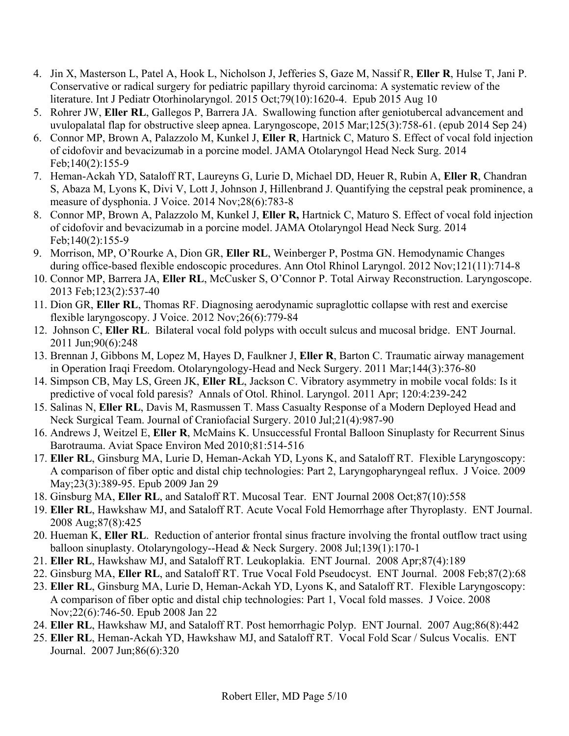4. Jin X, Masterson L, Patel A, Hook L, Nicholson J, Jefferies S, Gaze M, Nassif R, **Eller R**, Hulse T, Jani P. Conservative or radical surgery for pediatric papillary thyroid carcinoma: A systematic review of the literature. Int J Pediatr Otorhinolaryngol. 2015 Oct;79(10):1620-4. Epub 2015 Aug 10
5. Rohrer JW, **Eller RL**, Gallegos P, Barrera JA. Swallowing function after geniotubercal advancement and uvulopalatal flap for obstructive sleep apnea. Laryngoscope, 2015 Mar;125(3):758-61. (epub 2014 Sep 24)
6. Connor MP, Brown A, Palazzolo M, Kunkel J, **Eller R**, Hartnick C, Maturo S. Effect of vocal fold injection of cidofovir and bevacizumab in a porcine model. JAMA Otolaryngol Head Neck Surg. 2014 Feb;140(2):155-9
7. Heman-Ackah YD, Sataloff RT, Laureyns G, Lurie D, Michael DD, Heuer R, Rubin A, **Eller R**, Chandran S, Abaza M, Lyons K, Divi V, Lott J, Johnson J, Hillenbrand J. Quantifying the cepstral peak prominence, a measure of dysphonia. J Voice. 2014 Nov;28(6):783-8
8. Connor MP, Brown A, Palazzolo M, Kunkel J, **Eller R,** Hartnick C, Maturo S. Effect of vocal fold injection of cidofovir and bevacizumab in a porcine model. JAMA Otolaryngol Head Neck Surg. 2014 Feb;140(2):155-9
9. Morrison, MP, O'Rourke A, Dion GR, **Eller RL**, Weinberger P, Postma GN. Hemodynamic Changes during office-based flexible endoscopic procedures. Ann Otol Rhinol Laryngol. 2012 Nov;121(11):714-8
10. Connor MP, Barrera JA, **Eller RL**, McCusker S, O'Connor P. Total Airway Reconstruction. Laryngoscope. 2013 Feb;123(2):537-40
11. Dion GR, **Eller RL**, Thomas RF. Diagnosing aerodynamic supraglottic collapse with rest and exercise flexible laryngoscopy. J Voice. 2012 Nov;26(6):779-84
12. Johnson C, **Eller RL**. Bilateral vocal fold polyps with occult sulcus and mucosal bridge. ENT Journal. 2011 Jun;90(6):248
13. Brennan J, Gibbons M, Lopez M, Hayes D, Faulkner J, **Eller R**, Barton C. Traumatic airway management in Operation Iraqi Freedom. Otolaryngology-Head and Neck Surgery. 2011 Mar;144(3):376-80
14. Simpson CB, May LS, Green JK, **Eller RL**, Jackson C. Vibratory asymmetry in mobile vocal folds: Is it predictive of vocal fold paresis? Annals of Otol. Rhinol. Laryngol. 2011 Apr; 120:4:239-242
15. Salinas N, **Eller RL**, Davis M, Rasmussen T. Mass Casualty Response of a Modern Deployed Head and Neck Surgical Team. Journal of Craniofacial Surgery. 2010 Jul;21(4):987-90
16. Andrews J, Weitzel E, **Eller R**, McMains K. Unsuccessful Frontal Balloon Sinuplasty for Recurrent Sinus Barotrauma. Aviat Space Environ Med 2010;81:514-516
17. **Eller RL**, Ginsburg MA, Lurie D, Heman-Ackah YD, Lyons K, and Sataloff RT. Flexible Laryngoscopy: A comparison of fiber optic and distal chip technologies: Part 2, Laryngopharyngeal reflux. J Voice. 2009 May;23(3):389-95. Epub 2009 Jan 29
18. Ginsburg MA, **Eller RL**, and Sataloff RT. Mucosal Tear. ENT Journal 2008 Oct;87(10):558
19. **Eller RL**, Hawkshaw MJ, and Sataloff RT. Acute Vocal Fold Hemorrhage after Thyroplasty. ENT Journal. 2008 Aug;87(8):425
20. Hueman K, **Eller RL**. Reduction of anterior frontal sinus fracture involving the frontal outflow tract using balloon sinuplasty. Otolaryngology--Head & Neck Surgery. 2008 Jul;139(1):170-1
21. **Eller RL**, Hawkshaw MJ, and Sataloff RT. Leukoplakia. ENT Journal. 2008 Apr;87(4):189
22. Ginsburg MA, **Eller RL**, and Sataloff RT. True Vocal Fold Pseudocyst. ENT Journal. 2008 Feb;87(2):68
23. **Eller RL**, Ginsburg MA, Lurie D, Heman-Ackah YD, Lyons K, and Sataloff RT. Flexible Laryngoscopy: A comparison of fiber optic and distal chip technologies: Part 1, Vocal fold masses. J Voice. 2008 Nov;22(6):746-50. Epub 2008 Jan 22
24. **Eller RL**, Hawkshaw MJ, and Sataloff RT. Post hemorrhagic Polyp. ENT Journal. 2007 Aug;86(8):442
25. **Eller RL**, Heman-Ackah YD, Hawkshaw MJ, and Sataloff RT. Vocal Fold Scar / Sulcus Vocalis. ENT Journal. 2007 Jun;86(6):320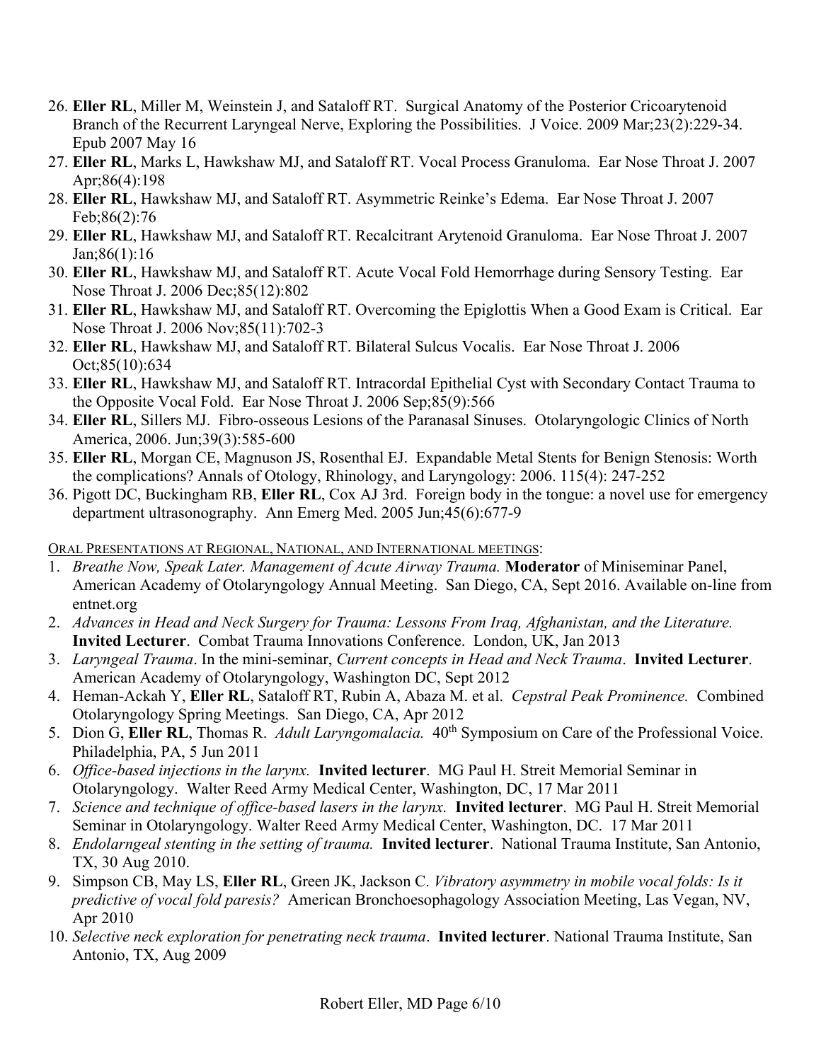26. **Eller RL**, Miller M, Weinstein J, and Sataloff RT. Surgical Anatomy of the Posterior Cricoarytenoid Branch of the Recurrent Laryngeal Nerve, Exploring the Possibilities. J Voice. 2009 Mar;23(2):229-34. Epub 2007 May 16
27. **Eller RL**, Marks L, Hawkshaw MJ, and Sataloff RT. Vocal Process Granuloma. Ear Nose Throat J. 2007 Apr;86(4):198
28. **Eller RL**, Hawkshaw MJ, and Sataloff RT. Asymmetric Reinke's Edema. Ear Nose Throat J. 2007 Feb;86(2):76
29. **Eller RL**, Hawkshaw MJ, and Sataloff RT. Recalcitrant Arytenoid Granuloma. Ear Nose Throat J. 2007 Jan;86(1):16
30. **Eller RL**, Hawkshaw MJ, and Sataloff RT. Acute Vocal Fold Hemorrhage during Sensory Testing. Ear Nose Throat J. 2006 Dec;85(12):802
31. **Eller RL**, Hawkshaw MJ, and Sataloff RT. Overcoming the Epiglottis When a Good Exam is Critical. Ear Nose Throat J. 2006 Nov;85(11):702-3
32. **Eller RL**, Hawkshaw MJ, and Sataloff RT. Bilateral Sulcus Vocalis. Ear Nose Throat J. 2006 Oct;85(10):634
33. **Eller RL**, Hawkshaw MJ, and Sataloff RT. Intracordal Epithelial Cyst with Secondary Contact Trauma to the Opposite Vocal Fold. Ear Nose Throat J. 2006 Sep;85(9):566
34. **Eller RL**, Sillers MJ. Fibro-osseous Lesions of the Paranasal Sinuses. Otolaryngologic Clinics of North America, 2006. Jun;39(3):585-600
35. **Eller RL**, Morgan CE, Magnuson JS, Rosenthal EJ. Expandable Metal Stents for Benign Stenosis: Worth the complications? Annals of Otology, Rhinology, and Laryngology: 2006. 115(4): 247-252
36. Pigott DC, Buckingham RB, **Eller RL**, Cox AJ 3rd. Foreign body in the tongue: a novel use for emergency department ultrasonography. Ann Emerg Med. 2005 Jun;45(6):677-9

ORAL PRESENTATIONS AT REGIONAL, NATIONAL, AND INTERNATIONAL MEETINGS:

1. *Breathe Now, Speak Later. Management of Acute Airway Trauma.* **Moderator** of Miniseminar Panel, American Academy of Otolaryngology Annual Meeting. San Diego, CA, Sept 2016. Available on-line from entnet.org
2. *Advances in Head and Neck Surgery for Trauma: Lessons From Iraq, Afghanistan, and the Literature.* **Invited Lecturer**. Combat Trauma Innovations Conference. London, UK, Jan 2013
3. *Laryngeal Trauma*. In the mini-seminar, *Current concepts in Head and Neck Trauma*. **Invited Lecturer**. American Academy of Otolaryngology, Washington DC, Sept 2012
4. Heman-Ackah Y, **Eller RL**, Sataloff RT, Rubin A, Abaza M. et al. *Cepstral Peak Prominence.* Combined Otolaryngology Spring Meetings. San Diego, CA, Apr 2012
5. Dion G, **Eller RL**, Thomas R. *Adult Laryngomalacia.* 40th Symposium on Care of the Professional Voice. Philadelphia, PA, 5 Jun 2011
6. *Office-based injections in the larynx.* **Invited lecturer**. MG Paul H. Streit Memorial Seminar in Otolaryngology. Walter Reed Army Medical Center, Washington, DC, 17 Mar 2011
7. *Science and technique of office-based lasers in the larynx.* **Invited lecturer**. MG Paul H. Streit Memorial Seminar in Otolaryngology. Walter Reed Army Medical Center, Washington, DC. 17 Mar 2011
8. *Endolarngeal stenting in the setting of trauma.* **Invited lecturer**. National Trauma Institute, San Antonio, TX, 30 Aug 2010.
9. Simpson CB, May LS, **Eller RL**, Green JK, Jackson C. *Vibratory asymmetry in mobile vocal folds: Is it predictive of vocal fold paresis?* American Bronchoesophagology Association Meeting, Las Vegan, NV, Apr 2010
10. *Selective neck exploration for penetrating neck trauma*. **Invited lecturer**. National Trauma Institute, San Antonio, TX, Aug 2009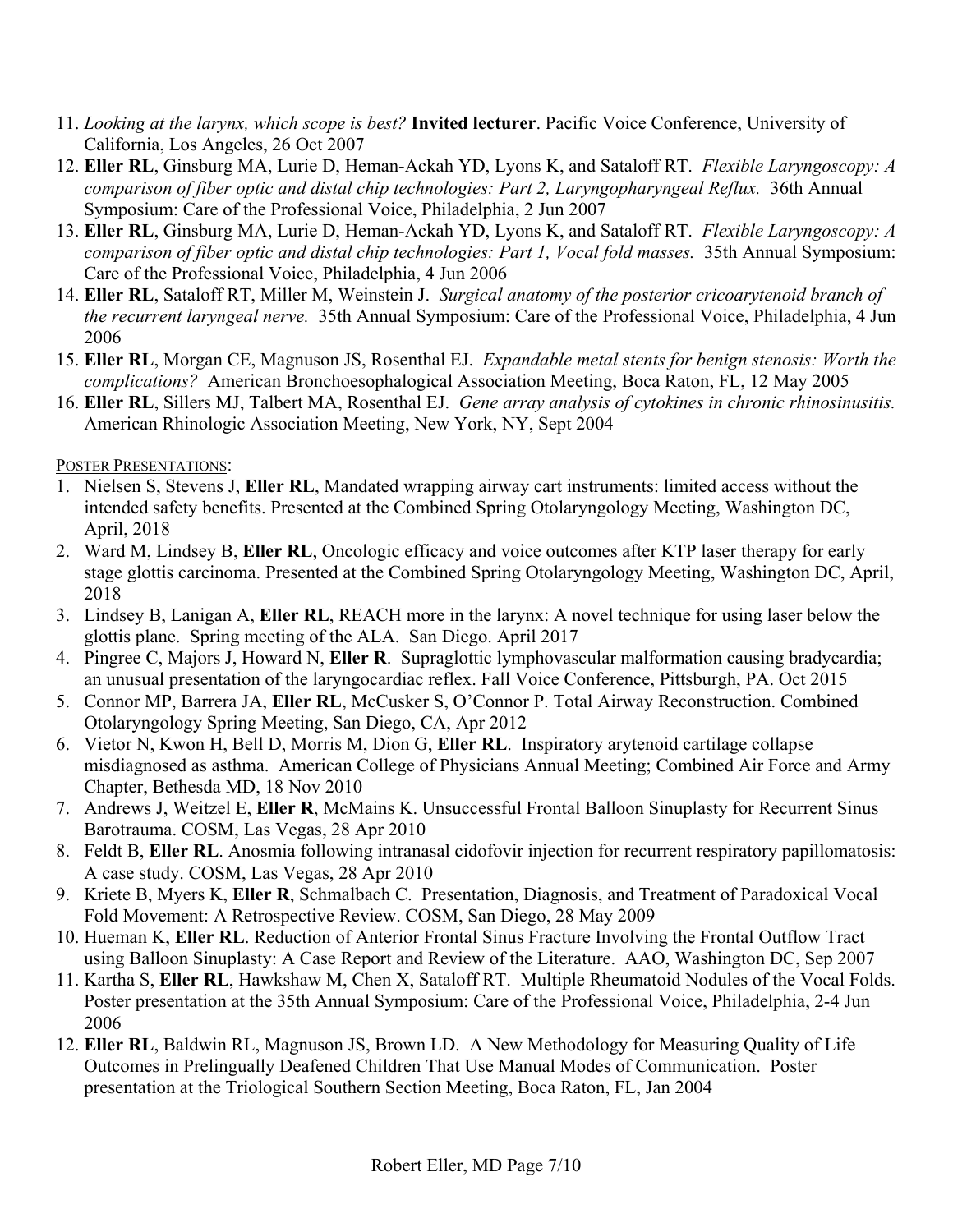11. *Looking at the larynx, which scope is best?* **Invited lecturer**. Pacific Voice Conference, University of California, Los Angeles, 26 Oct 2007
12. **Eller RL**, Ginsburg MA, Lurie D, Heman-Ackah YD, Lyons K, and Sataloff RT. *Flexible Laryngoscopy: A comparison of fiber optic and distal chip technologies: Part 2, Laryngopharyngeal Reflux.* 36th Annual Symposium: Care of the Professional Voice, Philadelphia, 2 Jun 2007
13. **Eller RL**, Ginsburg MA, Lurie D, Heman-Ackah YD, Lyons K, and Sataloff RT. *Flexible Laryngoscopy: A comparison of fiber optic and distal chip technologies: Part 1, Vocal fold masses.* 35th Annual Symposium: Care of the Professional Voice, Philadelphia, 4 Jun 2006
14. **Eller RL**, Sataloff RT, Miller M, Weinstein J. *Surgical anatomy of the posterior cricoarytenoid branch of the recurrent laryngeal nerve.* 35th Annual Symposium: Care of the Professional Voice, Philadelphia, 4 Jun 2006
15. **Eller RL**, Morgan CE, Magnuson JS, Rosenthal EJ. *Expandable metal stents for benign stenosis: Worth the complications?* American Bronchoesophalogical Association Meeting, Boca Raton, FL, 12 May 2005
16. **Eller RL**, Sillers MJ, Talbert MA, Rosenthal EJ. *Gene array analysis of cytokines in chronic rhinosinusitis.* American Rhinologic Association Meeting, New York, NY, Sept 2004

POSTER PRESENTATIONS:

1. Nielsen S, Stevens J, **Eller RL**, Mandated wrapping airway cart instruments: limited access without the intended safety benefits. Presented at the Combined Spring Otolaryngology Meeting, Washington DC, April, 2018
2. Ward M, Lindsey B, **Eller RL**, Oncologic efficacy and voice outcomes after KTP laser therapy for early stage glottis carcinoma. Presented at the Combined Spring Otolaryngology Meeting, Washington DC, April, 2018
3. Lindsey B, Lanigan A, **Eller RL**, REACH more in the larynx: A novel technique for using laser below the glottis plane. Spring meeting of the ALA. San Diego. April 2017
4. Pingree C, Majors J, Howard N, **Eller R**. Supraglottic lymphovascular malformation causing bradycardia; an unusual presentation of the laryngocardiac reflex. Fall Voice Conference, Pittsburgh, PA. Oct 2015
5. Connor MP, Barrera JA, **Eller RL**, McCusker S, O'Connor P. Total Airway Reconstruction. Combined Otolaryngology Spring Meeting, San Diego, CA, Apr 2012
6. Vietor N, Kwon H, Bell D, Morris M, Dion G, **Eller RL**. Inspiratory arytenoid cartilage collapse misdiagnosed as asthma. American College of Physicians Annual Meeting; Combined Air Force and Army Chapter, Bethesda MD, 18 Nov 2010
7. Andrews J, Weitzel E, **Eller R**, McMains K. Unsuccessful Frontal Balloon Sinuplasty for Recurrent Sinus Barotrauma. COSM, Las Vegas, 28 Apr 2010
8. Feldt B, **Eller RL**. Anosmia following intranasal cidofovir injection for recurrent respiratory papillomatosis: A case study. COSM, Las Vegas, 28 Apr 2010
9. Kriete B, Myers K, **Eller R**, Schmalbach C. Presentation, Diagnosis, and Treatment of Paradoxical Vocal Fold Movement: A Retrospective Review. COSM, San Diego, 28 May 2009
10. Hueman K, **Eller RL**. Reduction of Anterior Frontal Sinus Fracture Involving the Frontal Outflow Tract using Balloon Sinuplasty: A Case Report and Review of the Literature. AAO, Washington DC, Sep 2007
11. Kartha S, **Eller RL**, Hawkshaw M, Chen X, Sataloff RT. Multiple Rheumatoid Nodules of the Vocal Folds. Poster presentation at the 35th Annual Symposium: Care of the Professional Voice, Philadelphia, 2-4 Jun 2006
12. **Eller RL**, Baldwin RL, Magnuson JS, Brown LD. A New Methodology for Measuring Quality of Life Outcomes in Prelingually Deafened Children That Use Manual Modes of Communication. Poster presentation at the Triological Southern Section Meeting, Boca Raton, FL, Jan 2004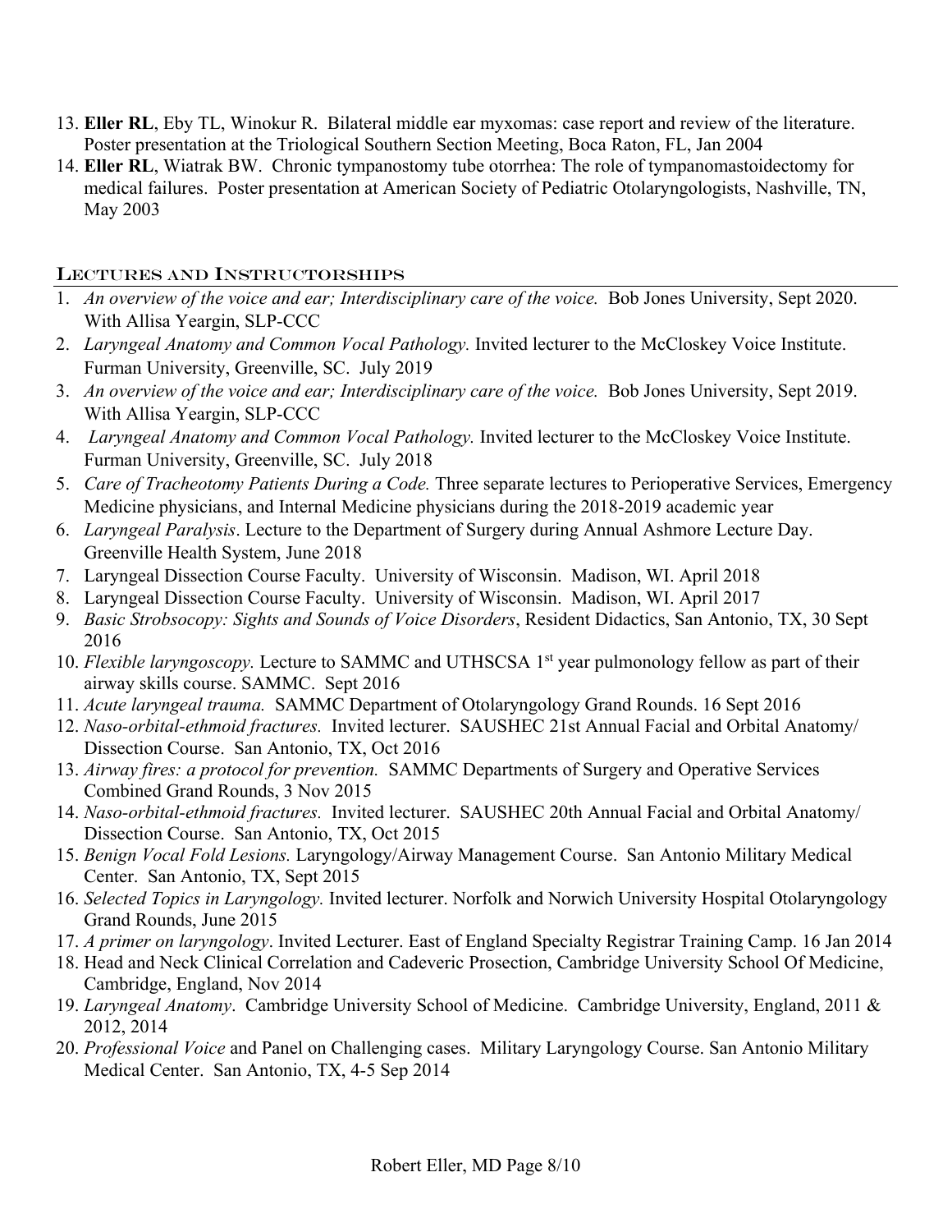13. **Eller RL**, Eby TL, Winokur R. Bilateral middle ear myxomas: case report and review of the literature. Poster presentation at the Triological Southern Section Meeting, Boca Raton, FL, Jan 2004
14. **Eller RL**, Wiatrak BW. Chronic tympanostomy tube otorrhea: The role of tympanomastoidectomy for medical failures. Poster presentation at American Society of Pediatric Otolaryngologists, Nashville, TN, May 2003

## Lectures and Instructorships

1. *An overview of the voice and ear; Interdisciplinary care of the voice.* Bob Jones University, Sept 2020. With Allisa Yeargin, SLP-CCC
2. *Laryngeal Anatomy and Common Vocal Pathology.* Invited lecturer to the McCloskey Voice Institute. Furman University, Greenville, SC. July 2019
3. *An overview of the voice and ear; Interdisciplinary care of the voice.* Bob Jones University, Sept 2019. With Allisa Yeargin, SLP-CCC
4. *Laryngeal Anatomy and Common Vocal Pathology.* Invited lecturer to the McCloskey Voice Institute. Furman University, Greenville, SC. July 2018
5. *Care of Tracheotomy Patients During a Code.* Three separate lectures to Perioperative Services, Emergency Medicine physicians, and Internal Medicine physicians during the 2018-2019 academic year
6. *Laryngeal Paralysis*. Lecture to the Department of Surgery during Annual Ashmore Lecture Day. Greenville Health System, June 2018
7. Laryngeal Dissection Course Faculty. University of Wisconsin. Madison, WI. April 2018
8. Laryngeal Dissection Course Faculty. University of Wisconsin. Madison, WI. April 2017
9. *Basic Strobsocopy: Sights and Sounds of Voice Disorders*, Resident Didactics, San Antonio, TX, 30 Sept 2016
10. *Flexible laryngoscopy.* Lecture to SAMMC and UTHSCSA 1st year pulmonology fellow as part of their airway skills course. SAMMC. Sept 2016
11. *Acute laryngeal trauma.* SAMMC Department of Otolaryngology Grand Rounds. 16 Sept 2016
12. *Naso-orbital-ethmoid fractures.* Invited lecturer. SAUSHEC 21st Annual Facial and Orbital Anatomy/ Dissection Course. San Antonio, TX, Oct 2016
13. *Airway fires: a protocol for prevention.* SAMMC Departments of Surgery and Operative Services Combined Grand Rounds, 3 Nov 2015
14. *Naso-orbital-ethmoid fractures.* Invited lecturer. SAUSHEC 20th Annual Facial and Orbital Anatomy/ Dissection Course. San Antonio, TX, Oct 2015
15. *Benign Vocal Fold Lesions.* Laryngology/Airway Management Course. San Antonio Military Medical Center. San Antonio, TX, Sept 2015
16. *Selected Topics in Laryngology.* Invited lecturer. Norfolk and Norwich University Hospital Otolaryngology Grand Rounds, June 2015
17. *A primer on laryngology*. Invited Lecturer. East of England Specialty Registrar Training Camp. 16 Jan 2014
18. Head and Neck Clinical Correlation and Cadeveric Prosection, Cambridge University School Of Medicine, Cambridge, England, Nov 2014
19. *Laryngeal Anatomy*. Cambridge University School of Medicine. Cambridge University, England, 2011 & 2012, 2014
20. *Professional Voice* and Panel on Challenging cases. Military Laryngology Course. San Antonio Military Medical Center. San Antonio, TX, 4-5 Sep 2014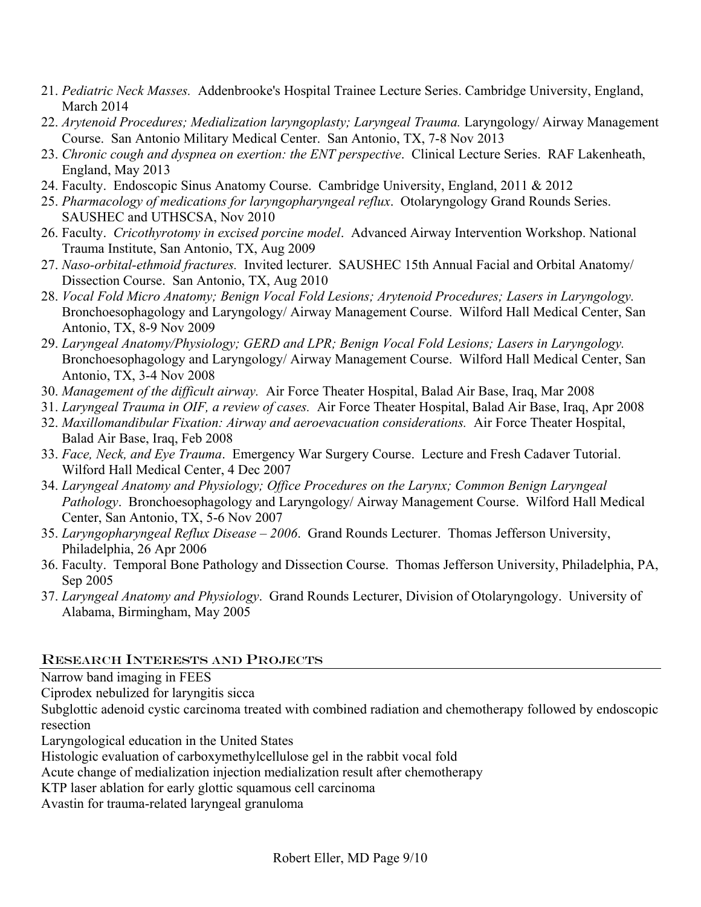21. *Pediatric Neck Masses.* Addenbrooke's Hospital Trainee Lecture Series. Cambridge University, England, March 2014
22. *Arytenoid Procedures; Medialization laryngoplasty; Laryngeal Trauma.* Laryngology/ Airway Management Course. San Antonio Military Medical Center. San Antonio, TX, 7-8 Nov 2013
23. *Chronic cough and dyspnea on exertion: the ENT perspective*. Clinical Lecture Series. RAF Lakenheath, England, May 2013
24. Faculty. Endoscopic Sinus Anatomy Course. Cambridge University, England, 2011 & 2012
25. *Pharmacology of medications for laryngopharyngeal reflux*. Otolaryngology Grand Rounds Series. SAUSHEC and UTHSCSA, Nov 2010
26. Faculty. *Cricothyrotomy in excised porcine model*. Advanced Airway Intervention Workshop. National Trauma Institute, San Antonio, TX, Aug 2009
27. *Naso-orbital-ethmoid fractures.* Invited lecturer. SAUSHEC 15th Annual Facial and Orbital Anatomy/ Dissection Course. San Antonio, TX, Aug 2010
28. *Vocal Fold Micro Anatomy; Benign Vocal Fold Lesions; Arytenoid Procedures; Lasers in Laryngology.* Bronchoesophagology and Laryngology/ Airway Management Course. Wilford Hall Medical Center, San Antonio, TX, 8-9 Nov 2009
29. *Laryngeal Anatomy/Physiology; GERD and LPR; Benign Vocal Fold Lesions; Lasers in Laryngology.* Bronchoesophagology and Laryngology/ Airway Management Course. Wilford Hall Medical Center, San Antonio, TX, 3-4 Nov 2008
30. *Management of the difficult airway.* Air Force Theater Hospital, Balad Air Base, Iraq, Mar 2008
31. *Laryngeal Trauma in OIF, a review of cases.* Air Force Theater Hospital, Balad Air Base, Iraq, Apr 2008
32. *Maxillomandibular Fixation: Airway and aeroevacuation considerations.* Air Force Theater Hospital, Balad Air Base, Iraq, Feb 2008
33. *Face, Neck, and Eye Trauma*. Emergency War Surgery Course. Lecture and Fresh Cadaver Tutorial. Wilford Hall Medical Center, 4 Dec 2007
34. *Laryngeal Anatomy and Physiology; Office Procedures on the Larynx; Common Benign Laryngeal Pathology*. Bronchoesophagology and Laryngology/ Airway Management Course. Wilford Hall Medical Center, San Antonio, TX, 5-6 Nov 2007
35. *Laryngopharyngeal Reflux Disease – 2006*. Grand Rounds Lecturer. Thomas Jefferson University, Philadelphia, 26 Apr 2006
36. Faculty. Temporal Bone Pathology and Dissection Course. Thomas Jefferson University, Philadelphia, PA, Sep 2005
37. *Laryngeal Anatomy and Physiology*. Grand Rounds Lecturer, Division of Otolaryngology. University of Alabama, Birmingham, May 2005

## Research Interests and Projects

Narrow band imaging in FEES

Ciprodex nebulized for laryngitis sicca

Subglottic adenoid cystic carcinoma treated with combined radiation and chemotherapy followed by endoscopic resection

Laryngological education in the United States

Histologic evaluation of carboxymethylcellulose gel in the rabbit vocal fold

Acute change of medialization injection medialization result after chemotherapy

KTP laser ablation for early glottic squamous cell carcinoma

Avastin for trauma-related laryngeal granuloma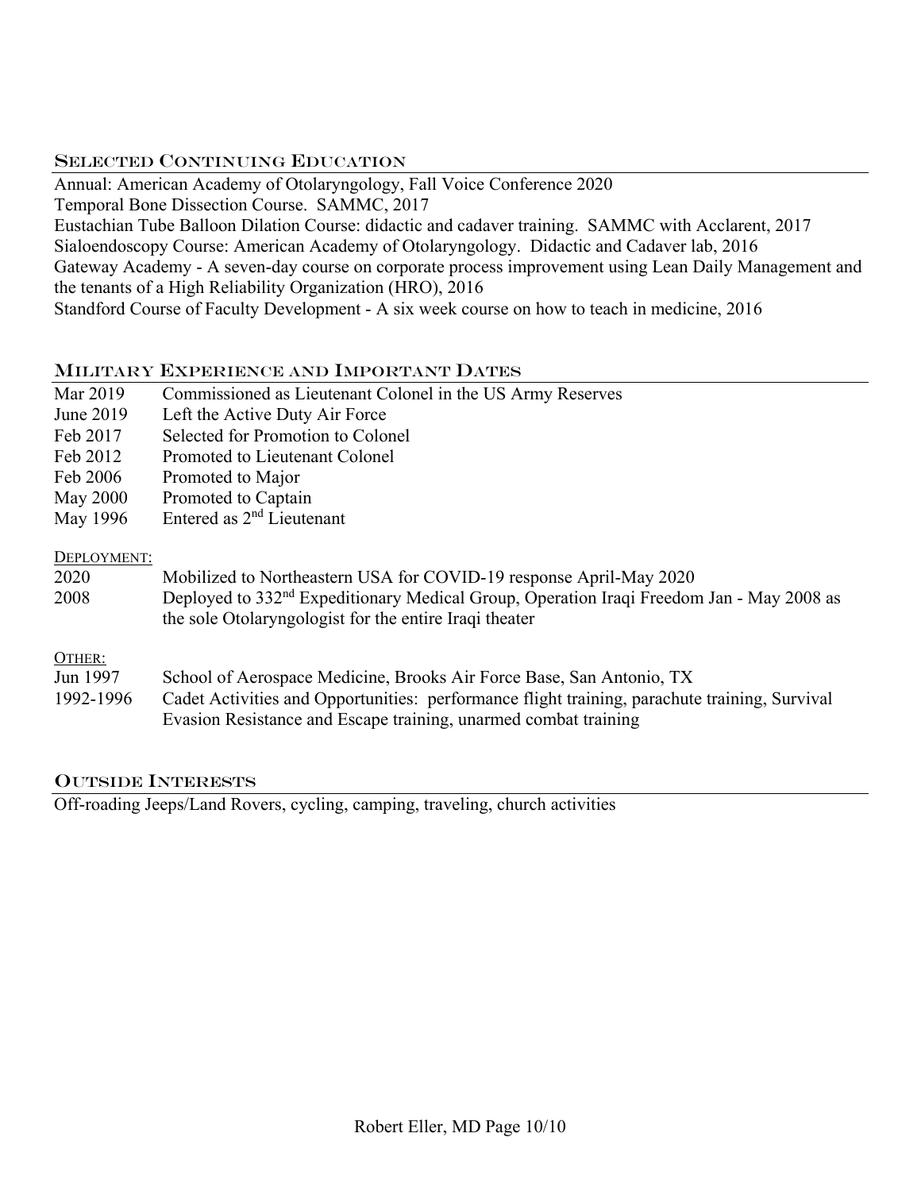## Selected Continuing Education

Annual: American Academy of Otolaryngology, Fall Voice Conference 2020
Temporal Bone Dissection Course. SAMMC, 2017
Eustachian Tube Balloon Dilation Course: didactic and cadaver training. SAMMC with Acclarent, 2017
Sialoendoscopy Course: American Academy of Otolaryngology. Didactic and Cadaver lab, 2016
Gateway Academy - A seven-day course on corporate process improvement using Lean Daily Management and the tenants of a High Reliability Organization (HRO), 2016
Standford Course of Faculty Development - A six week course on how to teach in medicine, 2016

## Military Experience and Important Dates

| | |
|---|---|
| Mar 2019 | Commissioned as Lieutenant Colonel in the US Army Reserves |
| June 2019 | Left the Active Duty Air Force |
| Feb 2017 | Selected for Promotion to Colonel |
| Feb 2012 | Promoted to Lieutenant Colonel |
| Feb 2006 | Promoted to Major |
| May 2000 | Promoted to Captain |
| May 1996 | Entered as 2nd Lieutenant |

### Deployment:

| | |
|---|---|
| 2020 | Mobilized to Northeastern USA for COVID-19 response April-May 2020 |
| 2008 | Deployed to 332nd Expeditionary Medical Group, Operation Iraqi Freedom Jan - May 2008 as the sole Otolaryngologist for the entire Iraqi theater |

### Other:

| | |
|---|---|
| Jun 1997 | School of Aerospace Medicine, Brooks Air Force Base, San Antonio, TX |
| 1992-1996 | Cadet Activities and Opportunities: performance flight training, parachute training, Survival Evasion Resistance and Escape training, unarmed combat training |

## Outside Interests

Off-roading Jeeps/Land Rovers, cycling, camping, traveling, church activities